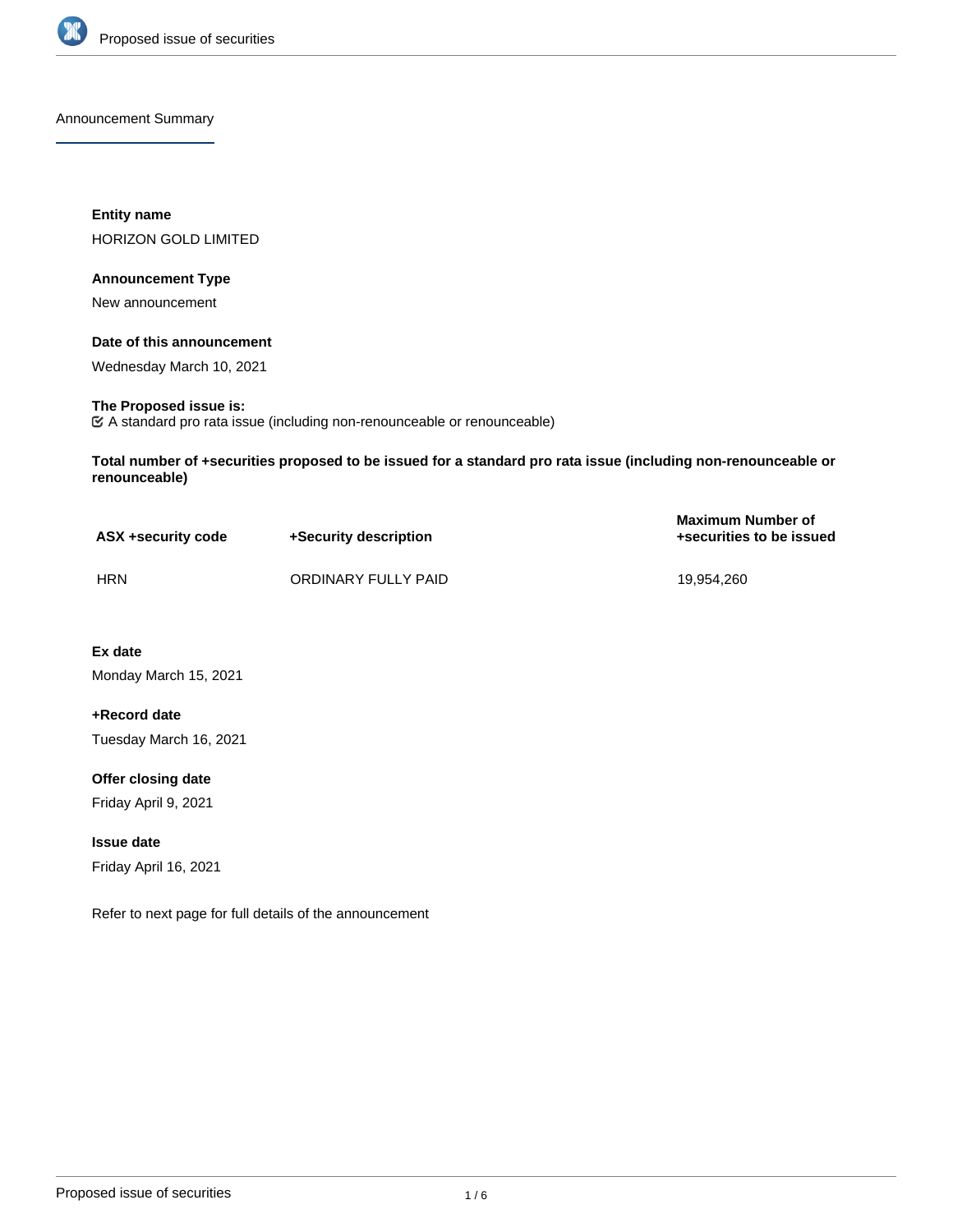## Announcement Summary

**Entity name**

HORIZON GOLD LIMITED

**Announcement Type**

New announcement

**Date of this announcement**

Wednesday March 10, 2021

**The Proposed issue is:**

☑ A standard pro rata issue (including non-renounceable or renounceable)

**Total number of +securities proposed to be issued for a standard pro rata issue (including non-renounceable or renounceable)**

| ASX +security code | +Security description | Maximum Number of +securities to be issued |
|---|---|---|
| HRN | ORDINARY FULLY PAID | 19,954,260 |

**Ex date**

Monday March 15, 2021

**+Record date**

Tuesday March 16, 2021

**Offer closing date**

Friday April 9, 2021

**Issue date**

Friday April 16, 2021

Refer to next page for full details of the announcement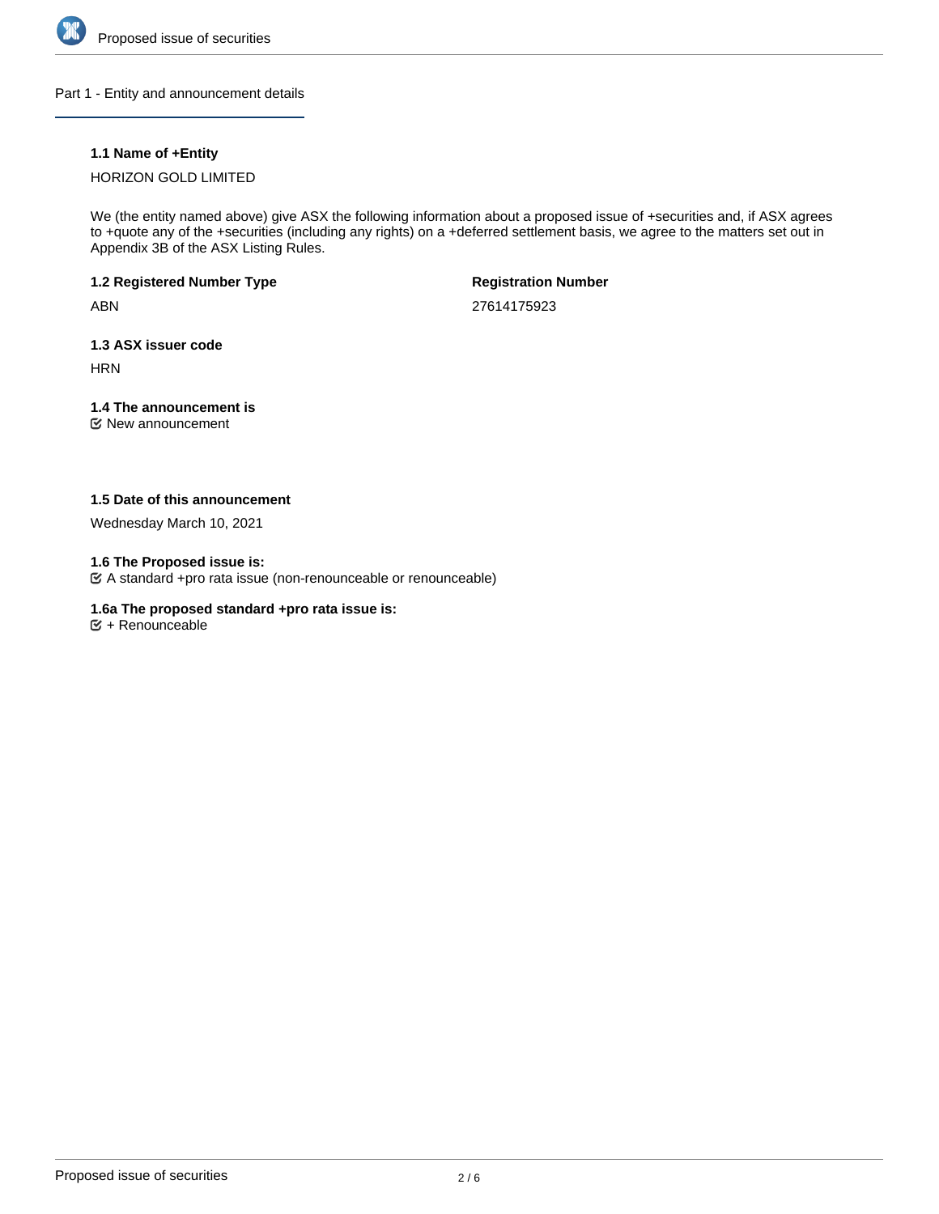## Part 1 - Entity and announcement details

### 1.1 Name of +Entity

HORIZON GOLD LIMITED

We (the entity named above) give ASX the following information about a proposed issue of +securities and, if ASX agrees to +quote any of the +securities (including any rights) on a +deferred settlement basis, we agree to the matters set out in Appendix 3B of the ASX Listing Rules.

**1.2 Registered Number Type**

ABN

**Registration Number**

27614175923

**1.3 ASX issuer code**

HRN

**1.4 The announcement is**

☑ New announcement

**1.5 Date of this announcement**

Wednesday March 10, 2021

**1.6 The Proposed issue is:**

☑ A standard +pro rata issue (non-renounceable or renounceable)

**1.6a The proposed standard +pro rata issue is:**

☑ + Renounceable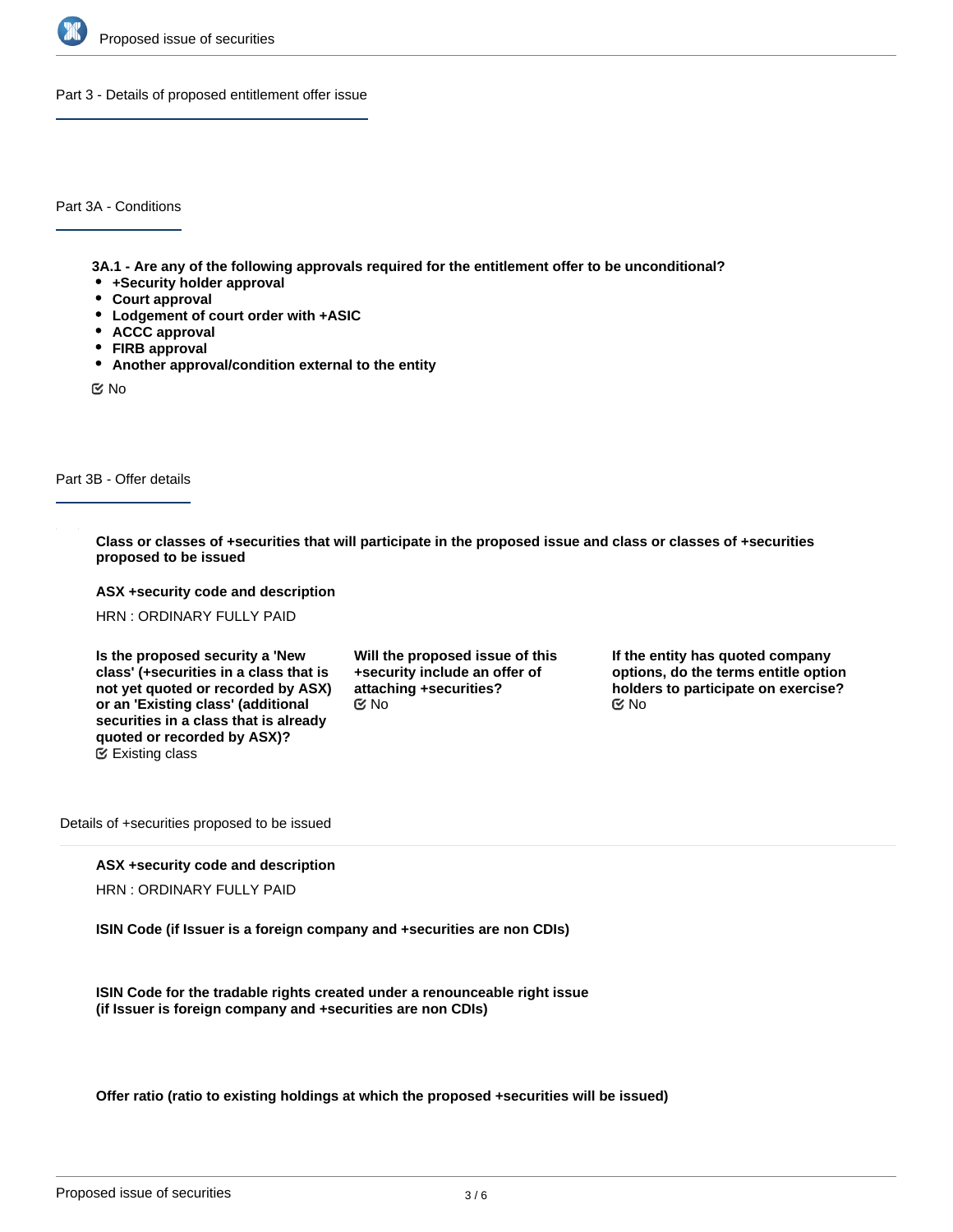## Part 3 - Details of proposed entitlement offer issue

### Part 3A - Conditions

**3A.1 - Are any of the following approvals required for the entitlement offer to be unconditional?**

- **+Security holder approval**
- **Court approval**
- **Lodgement of court order with +ASIC**
- **ACCC approval**
- **FIRB approval**
- **Another approval/condition external to the entity**

☑ No

### Part 3B - Offer details

**Class or classes of +securities that will participate in the proposed issue and class or classes of +securities proposed to be issued**

**ASX +security code and description**

HRN : ORDINARY FULLY PAID

**Is the proposed security a 'New class' (+securities in a class that is not yet quoted or recorded by ASX) or an 'Existing class' (additional securities in a class that is already quoted or recorded by ASX)?**

☑ Existing class

**Will the proposed issue of this +security include an offer of attaching +securities?**

☑ No

**If the entity has quoted company options, do the terms entitle option holders to participate on exercise?**

☑ No

Details of +securities proposed to be issued

**ASX +security code and description**

HRN : ORDINARY FULLY PAID

**ISIN Code (if Issuer is a foreign company and +securities are non CDIs)**

**ISIN Code for the tradable rights created under a renounceable right issue (if Issuer is foreign company and +securities are non CDIs)**

**Offer ratio (ratio to existing holdings at which the proposed +securities will be issued)**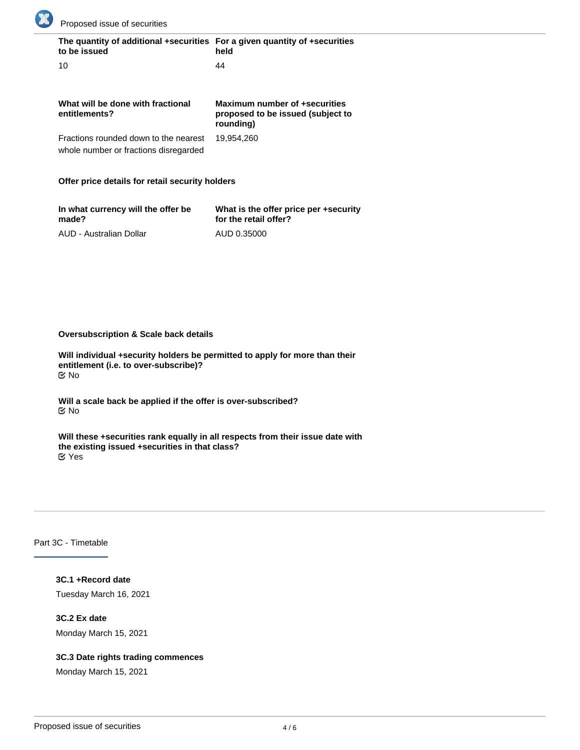| The quantity of additional +securities to be issued | For a given quantity of +securities held |
|---|---|
| 10 | 44 |

| What will be done with fractional entitlements? | Maximum number of +securities proposed to be issued (subject to rounding) |
|---|---|
| Fractions rounded down to the nearest whole number or fractions disregarded | 19,954,260 |

**Offer price details for retail security holders**

| In what currency will the offer be made? | What is the offer price per +security for the retail offer? |
|---|---|
| AUD - Australian Dollar | AUD 0.35000 |

**Oversubscription & Scale back details**

**Will individual +security holders be permitted to apply for more than their entitlement (i.e. to over-subscribe)?**
☑ No

**Will a scale back be applied if the offer is over-subscribed?**
☑ No

**Will these +securities rank equally in all respects from their issue date with the existing issued +securities in that class?**
☑ Yes

## Part 3C - Timetable

**3C.1 +Record date**

Tuesday March 16, 2021

**3C.2 Ex date**

Monday March 15, 2021

**3C.3 Date rights trading commences**

Monday March 15, 2021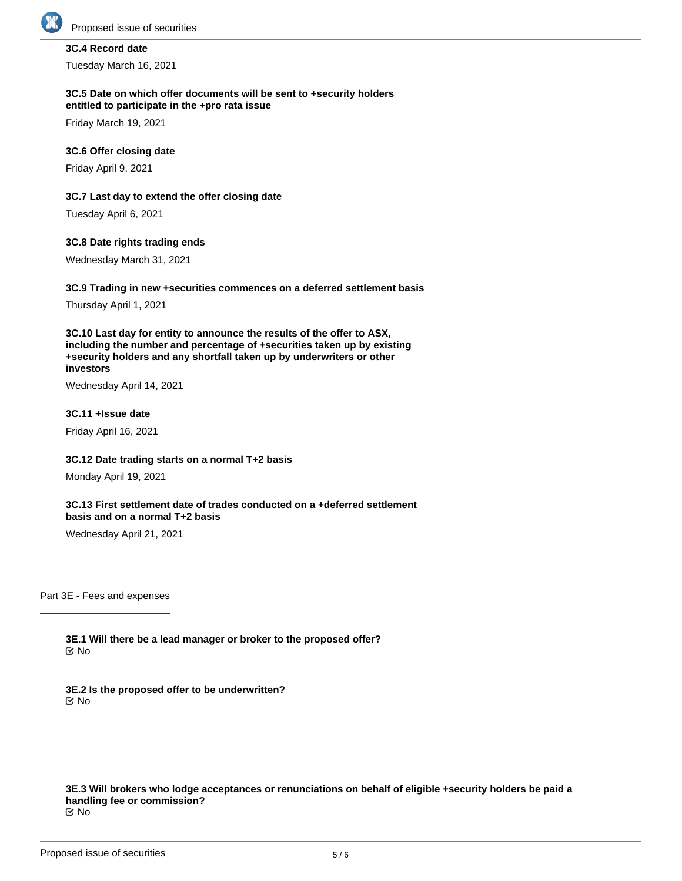**3C.4 Record date**

Tuesday March 16, 2021

**3C.5 Date on which offer documents will be sent to +security holders entitled to participate in the +pro rata issue**

Friday March 19, 2021

**3C.6 Offer closing date**

Friday April 9, 2021

**3C.7 Last day to extend the offer closing date**

Tuesday April 6, 2021

**3C.8 Date rights trading ends**

Wednesday March 31, 2021

**3C.9 Trading in new +securities commences on a deferred settlement basis**

Thursday April 1, 2021

**3C.10 Last day for entity to announce the results of the offer to ASX, including the number and percentage of +securities taken up by existing +security holders and any shortfall taken up by underwriters or other investors**

Wednesday April 14, 2021

**3C.11 +Issue date**

Friday April 16, 2021

**3C.12 Date trading starts on a normal T+2 basis**

Monday April 19, 2021

**3C.13 First settlement date of trades conducted on a +deferred settlement basis and on a normal T+2 basis**

Wednesday April 21, 2021

## Part 3E - Fees and expenses

**3E.1 Will there be a lead manager or broker to the proposed offer?**

☑ No

**3E.2 Is the proposed offer to be underwritten?**

☑ No

**3E.3 Will brokers who lodge acceptances or renunciations on behalf of eligible +security holders be paid a handling fee or commission?**

☑ No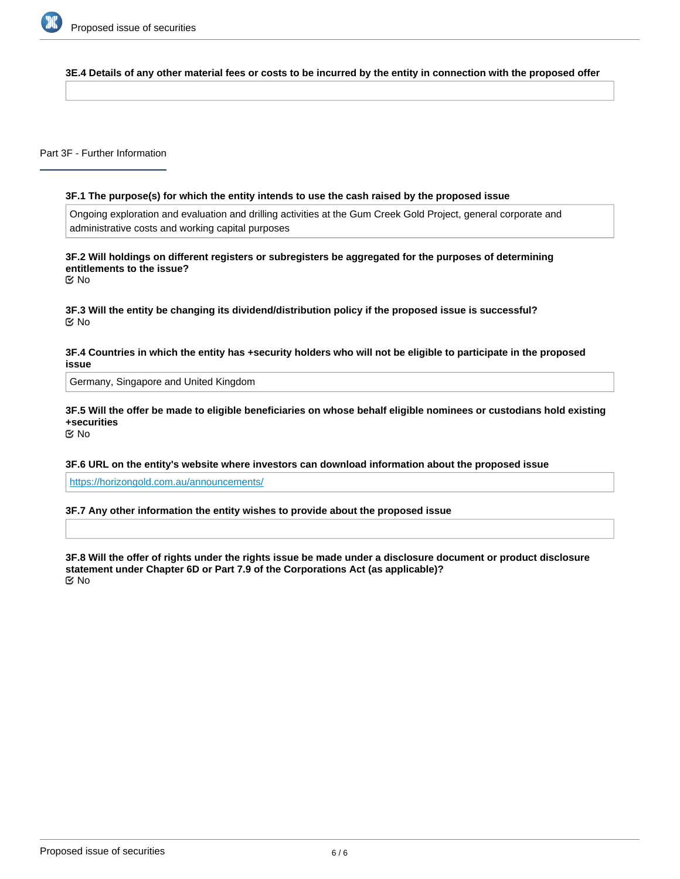**3E.4 Details of any other material fees or costs to be incurred by the entity in connection with the proposed offer**

## Part 3F - Further Information

**3F.1 The purpose(s) for which the entity intends to use the cash raised by the proposed issue**

Ongoing exploration and evaluation and drilling activities at the Gum Creek Gold Project, general corporate and administrative costs and working capital purposes

**3F.2 Will holdings on different registers or subregisters be aggregated for the purposes of determining entitlements to the issue?**

No

**3F.3 Will the entity be changing its dividend/distribution policy if the proposed issue is successful?**

No

**3F.4 Countries in which the entity has +security holders who will not be eligible to participate in the proposed issue**

Germany, Singapore and United Kingdom

**3F.5 Will the offer be made to eligible beneficiaries on whose behalf eligible nominees or custodians hold existing +securities**

No

**3F.6 URL on the entity's website where investors can download information about the proposed issue**

https://horizongold.com.au/announcements/

**3F.7 Any other information the entity wishes to provide about the proposed issue**

**3F.8 Will the offer of rights under the rights issue be made under a disclosure document or product disclosure statement under Chapter 6D or Part 7.9 of the Corporations Act (as applicable)?**

No